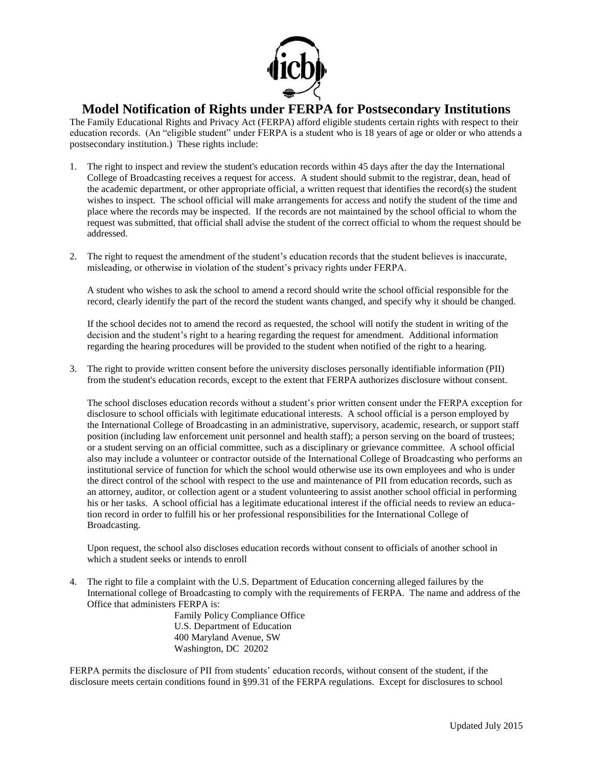# Model Notification of Rights under FERPA for Postsecondary Institutions

The Family Educational Rights and Privacy Act (FERPA) afford eligible students certain rights with respect to their education records. (An "eligible student" under FERPA is a student who is 18 years of age or older or who attends a postsecondary institution.) These rights include:

1. The right to inspect and review the student's education records within 45 days after the day the International College of Broadcasting receives a request for access. A student should submit to the registrar, dean, head of the academic department, or other appropriate official, a written request that identifies the record(s) the student wishes to inspect. The school official will make arrangements for access and notify the student of the time and place where the records may be inspected. If the records are not maintained by the school official to whom the request was submitted, that official shall advise the student of the correct official to whom the request should be addressed.

2. The right to request the amendment of the student's education records that the student believes is inaccurate, misleading, or otherwise in violation of the student's privacy rights under FERPA.

   A student who wishes to ask the school to amend a record should write the school official responsible for the record, clearly identify the part of the record the student wants changed, and specify why it should be changed.

   If the school decides not to amend the record as requested, the school will notify the student in writing of the decision and the student's right to a hearing regarding the request for amendment. Additional information regarding the hearing procedures will be provided to the student when notified of the right to a hearing.

3. The right to provide written consent before the university discloses personally identifiable information (PII) from the student's education records, except to the extent that FERPA authorizes disclosure without consent.

   The school discloses education records without a student's prior written consent under the FERPA exception for disclosure to school officials with legitimate educational interests. A school official is a person employed by the International College of Broadcasting in an administrative, supervisory, academic, research, or support staff position (including law enforcement unit personnel and health staff); a person serving on the board of trustees; or a student serving on an official committee, such as a disciplinary or grievance committee. A school official also may include a volunteer or contractor outside of the International College of Broadcasting who performs an institutional service of function for which the school would otherwise use its own employees and who is under the direct control of the school with respect to the use and maintenance of PII from education records, such as an attorney, auditor, or collection agent or a student volunteering to assist another school official in performing his or her tasks. A school official has a legitimate educational interest if the official needs to review an education record in order to fulfill his or her professional responsibilities for the International College of Broadcasting.

   Upon request, the school also discloses education records without consent to officials of another school in which a student seeks or intends to enroll

4. The right to file a complaint with the U.S. Department of Education concerning alleged failures by the International college of Broadcasting to comply with the requirements of FERPA. The name and address of the Office that administers FERPA is:

   Family Policy Compliance Office  
   U.S. Department of Education  
   400 Maryland Avenue, SW  
   Washington, DC 20202

FERPA permits the disclosure of PII from students' education records, without consent of the student, if the disclosure meets certain conditions found in §99.31 of the FERPA regulations. Except for disclosures to school

Updated July 2015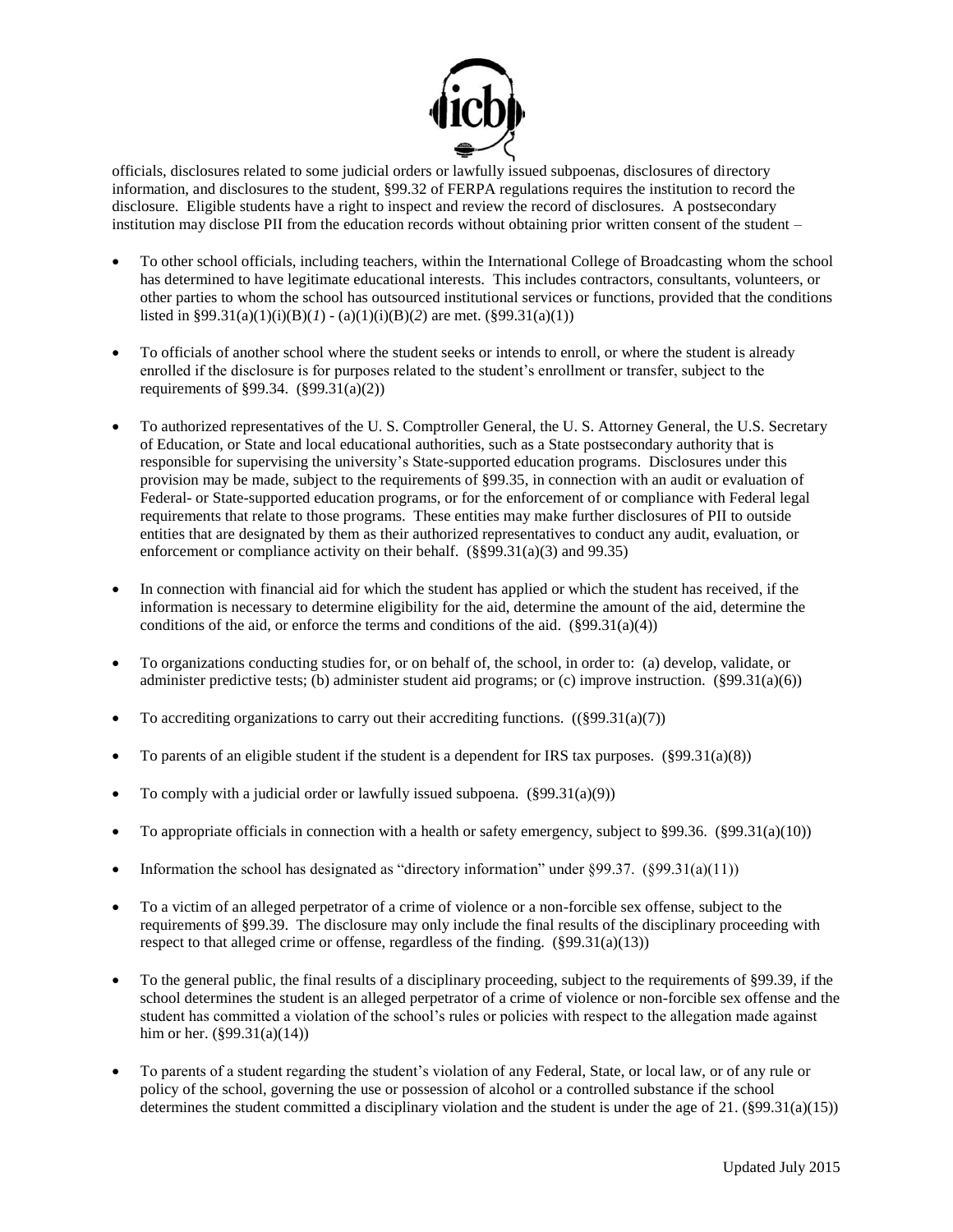officials, disclosures related to some judicial orders or lawfully issued subpoenas, disclosures of directory information, and disclosures to the student, §99.32 of FERPA regulations requires the institution to record the disclosure. Eligible students have a right to inspect and review the record of disclosures. A postsecondary institution may disclose PII from the education records without obtaining prior written consent of the student –

- To other school officials, including teachers, within the International College of Broadcasting whom the school has determined to have legitimate educational interests. This includes contractors, consultants, volunteers, or other parties to whom the school has outsourced institutional services or functions, provided that the conditions listed in §99.31(a)(1)(i)(B)(*1*) - (a)(1)(i)(B)(*2*) are met. (§99.31(a)(1))

- To officials of another school where the student seeks or intends to enroll, or where the student is already enrolled if the disclosure is for purposes related to the student's enrollment or transfer, subject to the requirements of §99.34. (§99.31(a)(2))

- To authorized representatives of the U. S. Comptroller General, the U. S. Attorney General, the U.S. Secretary of Education, or State and local educational authorities, such as a State postsecondary authority that is responsible for supervising the university's State-supported education programs. Disclosures under this provision may be made, subject to the requirements of §99.35, in connection with an audit or evaluation of Federal- or State-supported education programs, or for the enforcement of or compliance with Federal legal requirements that relate to those programs. These entities may make further disclosures of PII to outside entities that are designated by them as their authorized representatives to conduct any audit, evaluation, or enforcement or compliance activity on their behalf. (§§99.31(a)(3) and 99.35)

- In connection with financial aid for which the student has applied or which the student has received, if the information is necessary to determine eligibility for the aid, determine the amount of the aid, determine the conditions of the aid, or enforce the terms and conditions of the aid. (§99.31(a)(4))

- To organizations conducting studies for, or on behalf of, the school, in order to: (a) develop, validate, or administer predictive tests; (b) administer student aid programs; or (c) improve instruction. (§99.31(a)(6))

- To accrediting organizations to carry out their accrediting functions. ((§99.31(a)(7))

- To parents of an eligible student if the student is a dependent for IRS tax purposes. (§99.31(a)(8))

- To comply with a judicial order or lawfully issued subpoena. (§99.31(a)(9))

- To appropriate officials in connection with a health or safety emergency, subject to §99.36. (§99.31(a)(10))

- Information the school has designated as "directory information" under §99.37. (§99.31(a)(11))

- To a victim of an alleged perpetrator of a crime of violence or a non-forcible sex offense, subject to the requirements of §99.39. The disclosure may only include the final results of the disciplinary proceeding with respect to that alleged crime or offense, regardless of the finding. (§99.31(a)(13))

- To the general public, the final results of a disciplinary proceeding, subject to the requirements of §99.39, if the school determines the student is an alleged perpetrator of a crime of violence or non-forcible sex offense and the student has committed a violation of the school's rules or policies with respect to the allegation made against him or her. (§99.31(a)(14))

- To parents of a student regarding the student's violation of any Federal, State, or local law, or of any rule or policy of the school, governing the use or possession of alcohol or a controlled substance if the school determines the student committed a disciplinary violation and the student is under the age of 21. (§99.31(a)(15))

Updated July 2015